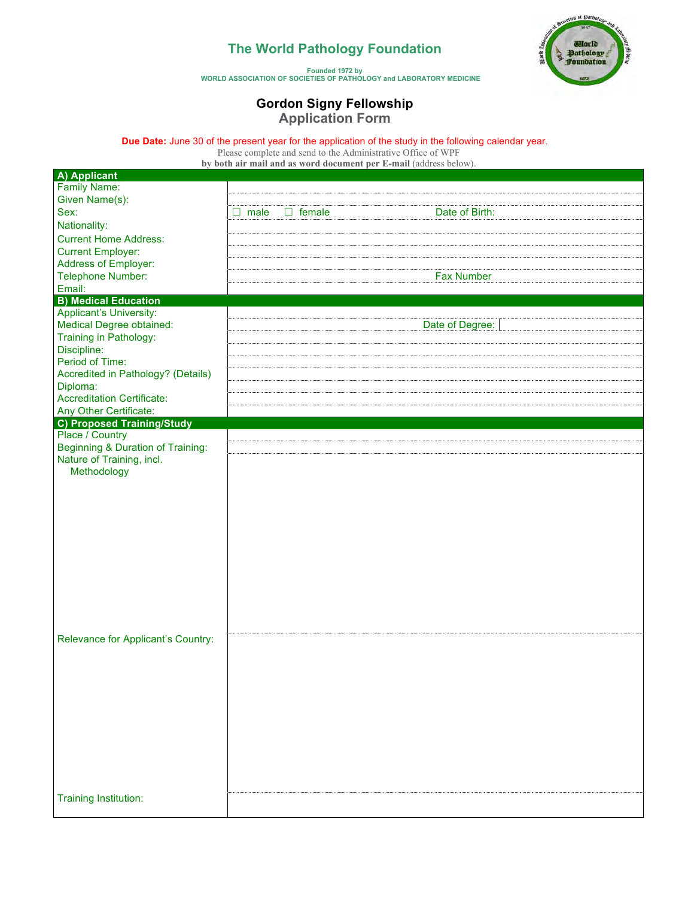# The World Pathology Foundation

Founded 1972 by
WORLD ASSOCIATION OF SOCIETIES OF PATHOLOGY and LABORATORY MEDICINE

## Gordon Signy Fellowship
### Application Form

**Due Date:** June 30 of the present year for the application of the study in the following calendar year.

Please complete and send to the Administrative Office of WPF **by both air mail and as word document per E-mail** (address below).

| **A) Applicant** | |
|---|---|
| Family Name: | |
| Given Name(s): | |
| Sex: | ☐ male ☐ female Date of Birth: |
| Nationality: | |
| Current Home Address: | |
| Current Employer: | |
| Address of Employer: | |
| Telephone Number: | Fax Number |
| Email: | |
| **B) Medical Education** | |
| Applicant's University: | |
| Medical Degree obtained: | Date of Degree: |
| Training in Pathology: | |
| Discipline: | |
| Period of Time: | |
| Accredited in Pathology? (Details) | |
| Diploma: | |
| Accreditation Certificate: | |
| Any Other Certificate: | |
| **C) Proposed Training/Study** | |
| Place / Country | |
| Beginning & Duration of Training: | |
| Nature of Training, incl. Methodology | |
| Relevance for Applicant's Country: | |
| Training Institution: | |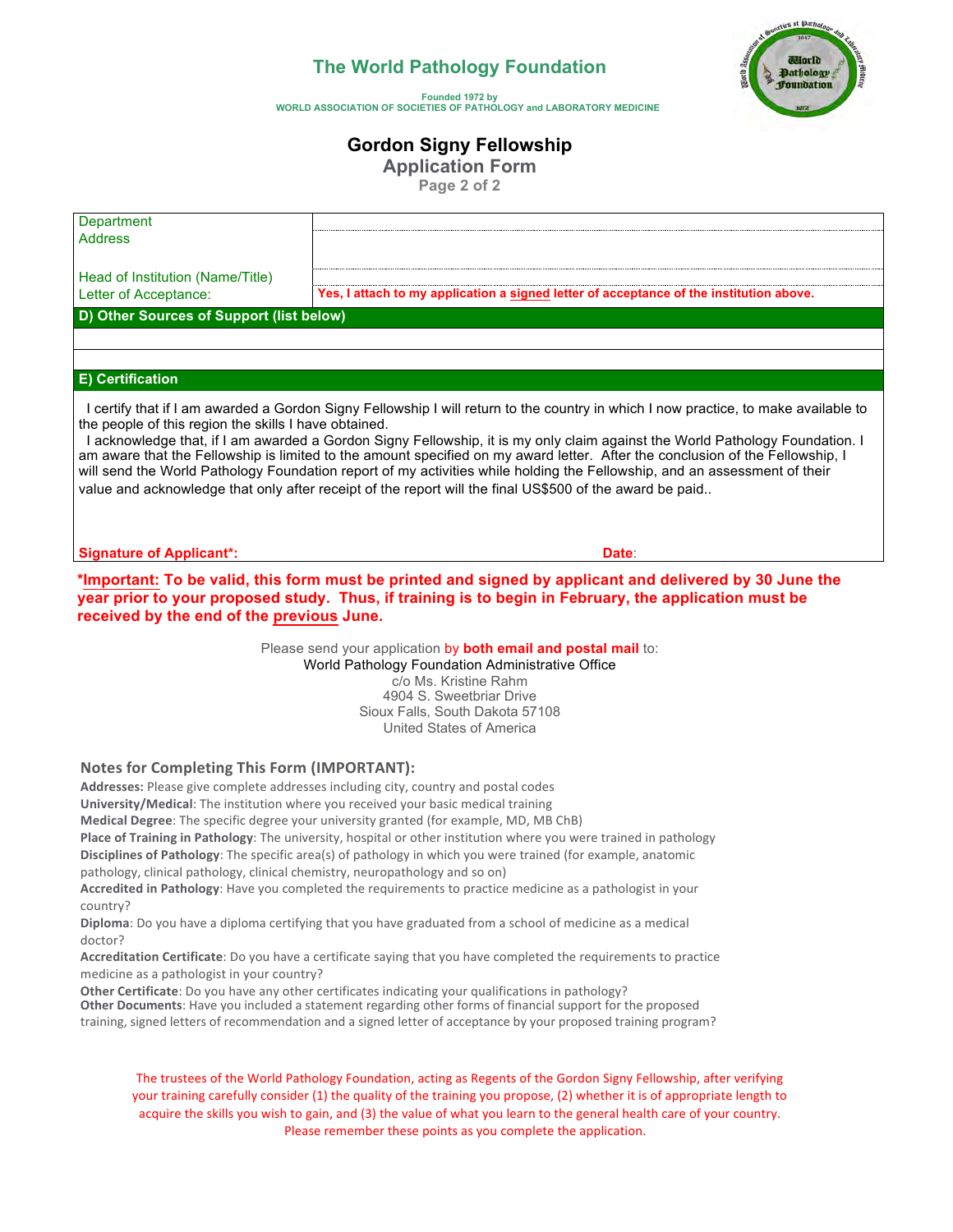# The World Pathology Foundation

Founded 1972 by
WORLD ASSOCIATION OF SOCIETIES OF PATHOLOGY and LABORATORY MEDICINE

## Gordon Signy Fellowship

### Application Form

| | |
|---|---|
| Department | |
| Address | |
| Head of Institution (Name/Title) | |
| Letter of Acceptance: | **Yes, I attach to my application a signed letter of acceptance of the institution above.** |

### D) Other Sources of Support (list below)

### E) Certification

I certify that if I am awarded a Gordon Signy Fellowship I will return to the country in which I now practice, to make available to the people of this region the skills I have obtained.

I acknowledge that, if I am awarded a Gordon Signy Fellowship, it is my only claim against the World Pathology Foundation. I am aware that the Fellowship is limited to the amount specified on my award letter. After the conclusion of the Fellowship, I will send the World Pathology Foundation report of my activities while holding the Fellowship, and an assessment of their value and acknowledge that only after receipt of the report will the final US$500 of the award be paid..

**Signature of Applicant*:** **Date**:

***Important: To be valid, this form must be printed and signed by applicant and delivered by 30 June the year prior to your proposed study. Thus, if training is to begin in February, the application must be received by the end of the previous June.**

Please send your application **by both email and postal mail** to:
World Pathology Foundation Administrative Office
c/o Ms. Kristine Rahm
4904 S. Sweetbriar Drive
Sioux Falls, South Dakota 57108
United States of America

### Notes for Completing This Form (IMPORTANT):

**Addresses:** Please give complete addresses including city, country and postal codes
**University/Medical**: The institution where you received your basic medical training
**Medical Degree**: The specific degree your university granted (for example, MD, MB ChB)
**Place of Training in Pathology**: The university, hospital or other institution where you were trained in pathology
**Disciplines of Pathology**: The specific area(s) of pathology in which you were trained (for example, anatomic pathology, clinical pathology, clinical chemistry, neuropathology and so on)
**Accredited in Pathology**: Have you completed the requirements to practice medicine as a pathologist in your country?
**Diploma**: Do you have a diploma certifying that you have graduated from a school of medicine as a medical doctor?
**Accreditation Certificate**: Do you have a certificate saying that you have completed the requirements to practice medicine as a pathologist in your country?
**Other Certificate**: Do you have any other certificates indicating your qualifications in pathology?
**Other Documents**: Have you included a statement regarding other forms of financial support for the proposed training, signed letters of recommendation and a signed letter of acceptance by your proposed training program?

The trustees of the World Pathology Foundation, acting as Regents of the Gordon Signy Fellowship, after verifying your training carefully consider (1) the quality of the training you propose, (2) whether it is of appropriate length to acquire the skills you wish to gain, and (3) the value of what you learn to the general health care of your country. Please remember these points as you complete the application.